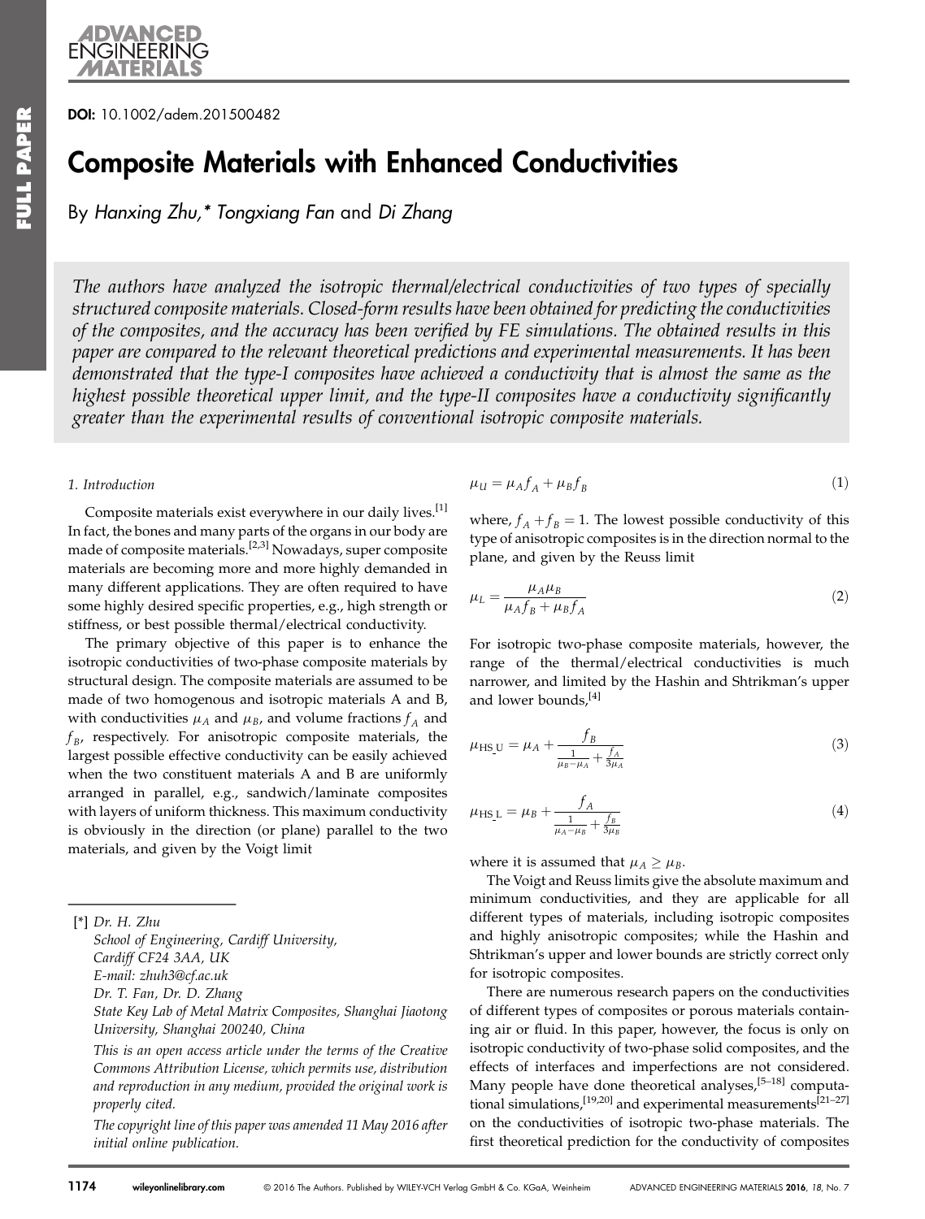DOI: 10.1002/adem.201500482

# Composite Materials with Enhanced Conductivities

By *Hanxing Zhu*,* *Tongxiang Fan* and *Di Zhang*

*The authors have analyzed the isotropic thermal/electrical conductivities of two types of specially structured composite materials. Closed-form results have been obtained for predicting the conductivities of the composites, and the accuracy has been verified by FE simulations. The obtained results in this paper are compared to the relevant theoretical predictions and experimental measurements. It has been demonstrated that the type-I composites have achieved a conductivity that is almost the same as the highest possible theoretical upper limit, and the type-II composites have a conductivity significantly greater than the experimental results of conventional isotropic composite materials.*

## 1. Introduction

Composite materials exist everywhere in our daily lives.[1] In fact, the bones and many parts of the organs in our body are made of composite materials.[2,3] Nowadays, super composite materials are becoming more and more highly demanded in many different applications. They are often required to have some highly desired specific properties, e.g., high strength or stiffness, or best possible thermal/electrical conductivity.

The primary objective of this paper is to enhance the isotropic conductivities of two-phase composite materials by structural design. The composite materials are assumed to be made of two homogenous and isotropic materials A and B, with conductivities $\mu_A$ and $\mu_B$, and volume fractions $f_A$ and $f_B$, respectively. For anisotropic composite materials, the largest possible effective conductivity can be easily achieved when the two constituent materials A and B are uniformly arranged in parallel, e.g., sandwich/laminate composites with layers of uniform thickness. This maximum conductivity is obviously in the direction (or plane) parallel to the two materials, and given by the Voigt limit

$$\mu_U = \mu_A f_A + \mu_B f_B \tag{1}$$

where, $f_A + f_B = 1$. The lowest possible conductivity of this type of anisotropic composites is in the direction normal to the plane, and given by the Reuss limit

$$\mu_L = \frac{\mu_A \mu_B}{\mu_A f_B + \mu_B f_A} \tag{2}$$

For isotropic two-phase composite materials, however, the range of the thermal/electrical conductivities is much narrower, and limited by the Hashin and Shtrikman's upper and lower bounds,[4]

$$\mu_{\mathrm{HS\_U}} = \mu_A + \frac{f_B}{\frac{1}{\mu_B - \mu_A} + \frac{f_A}{3\mu_A}} \tag{3}$$

$$\mu_{\mathrm{HS\_L}} = \mu_B + \frac{f_A}{\frac{1}{\mu_A - \mu_B} + \frac{f_B}{3\mu_B}} \tag{4}$$

where it is assumed that $\mu_A \geq \mu_B$.

The Voigt and Reuss limits give the absolute maximum and minimum conductivities, and they are applicable for all different types of materials, including isotropic composites and highly anisotropic composites; while the Hashin and Shtrikman's upper and lower bounds are strictly correct only for isotropic composites.

There are numerous research papers on the conductivities of different types of composites or porous materials containing air or fluid. In this paper, however, the focus is only on isotropic conductivity of two-phase solid composites, and the effects of interfaces and imperfections are not considered. Many people have done theoretical analyses,[5–18] computational simulations,[19,20] and experimental measurements[21–27] on the conductivities of isotropic two-phase materials. The first theoretical prediction for the conductivity of composites

---

[*] Dr. H. Zhu
School of Engineering, Cardiff University, Cardiff CF24 3AA, UK
E-mail: zhuh3@cf.ac.uk
Dr. T. Fan, Dr. D. Zhang
State Key Lab of Metal Matrix Composites, Shanghai Jiaotong University, Shanghai 200240, China

*This is an open access article under the terms of the Creative Commons Attribution License, which permits use, distribution and reproduction in any medium, provided the original work is properly cited.*

*The copyright line of this paper was amended 11 May 2016 after initial online publication.*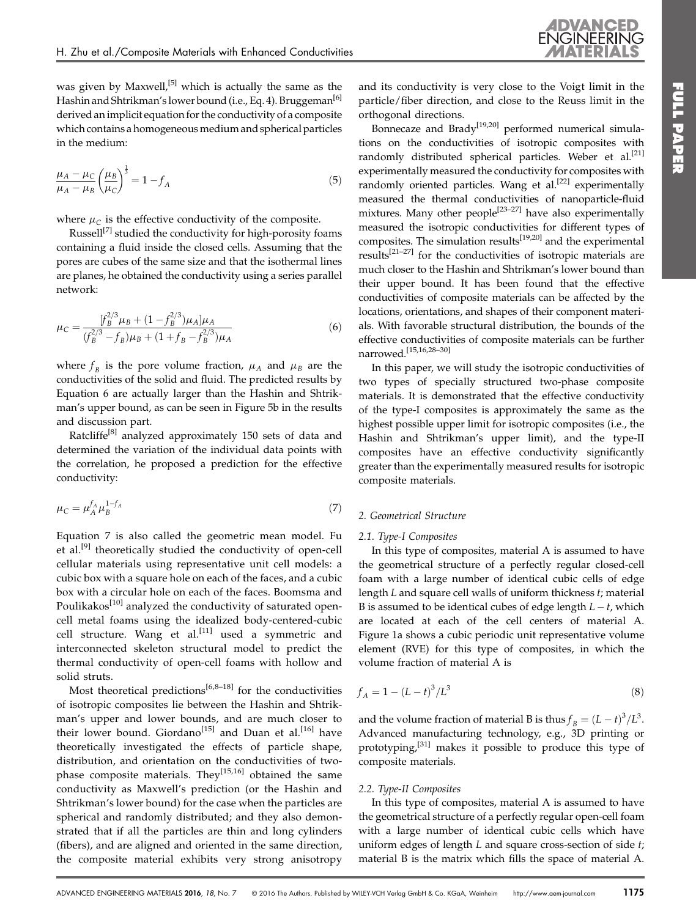was given by Maxwell,[5] which is actually the same as the Hashin and Shtrikman's lower bound (i.e., Eq. 4). Bruggeman[6] derived an implicit equation for the conductivity of a composite which contains a homogeneous medium and spherical particles in the medium:

$$\frac{\mu_A - \mu_C}{\mu_A - \mu_B}\left(\frac{\mu_B}{\mu_C}\right)^{\frac{1}{3}} = 1 - f_A \tag{5}$$

where $\mu_C$ is the effective conductivity of the composite.

Russell[7] studied the conductivity for high-porosity foams containing a fluid inside the closed cells. Assuming that the pores are cubes of the same size and that the isothermal lines are planes, he obtained the conductivity using a series parallel network:

$$\mu_C = \frac{[f_B^{2/3}\mu_B + (1 - f_B^{2/3})\mu_A]\mu_A}{(f_B^{2/3} - f_B)\mu_B + (1 + f_B - f_B^{2/3})\mu_A} \tag{6}$$

where $f_B$ is the pore volume fraction, $\mu_A$ and $\mu_B$ are the conductivities of the solid and fluid. The predicted results by Equation 6 are actually larger than the Hashin and Shtrikman's upper bound, as can be seen in Figure 5b in the results and discussion part.

Ratcliffe[8] analyzed approximately 150 sets of data and determined the variation of the individual data points with the correlation, he proposed a prediction for the effective conductivity:

$$\mu_C = \mu_A^{f_A}\mu_B^{1-f_A} \tag{7}$$

Equation 7 is also called the geometric mean model. Fu et al.[9] theoretically studied the conductivity of open-cell cellular materials using representative unit cell models: a cubic box with a square hole on each of the faces, and a cubic box with a circular hole on each of the faces. Boomsma and Poulikakos[10] analyzed the conductivity of saturated open-cell metal foams using the idealized body-centered-cubic cell structure. Wang et al.[11] used a symmetric and interconnected skeleton structural model to predict the thermal conductivity of open-cell foams with hollow and solid struts.

Most theoretical predictions[6,8–18] for the conductivities of isotropic composites lie between the Hashin and Shtrikman's upper and lower bounds, and are much closer to their lower bound. Giordano[15] and Duan et al.[16] have theoretically investigated the effects of particle shape, distribution, and orientation on the conductivities of two-phase composite materials. They[15,16] obtained the same conductivity as Maxwell's prediction (or the Hashin and Shtrikman's lower bound) for the case when the particles are spherical and randomly distributed; and they also demonstrated that if all the particles are thin and long cylinders (fibers), and are aligned and oriented in the same direction, the composite material exhibits very strong anisotropy and its conductivity is very close to the Voigt limit in the particle/fiber direction, and close to the Reuss limit in the orthogonal directions.

Bonnecaze and Brady[19,20] performed numerical simulations on the conductivities of isotropic composites with randomly distributed spherical particles. Weber et al.[21] experimentally measured the conductivity for composites with randomly oriented particles. Wang et al.[22] experimentally measured the thermal conductivities of nanoparticle-fluid mixtures. Many other people[23–27] have also experimentally measured the isotropic conductivities for different types of composites. The simulation results[19,20] and the experimental results[21–27] for the conductivities of isotropic materials are much closer to the Hashin and Shtrikman's lower bound than their upper bound. It has been found that the effective conductivities of composite materials can be affected by the locations, orientations, and shapes of their component materials. With favorable structural distribution, the bounds of the effective conductivities of composite materials can be further narrowed.[15,16,28–30]

In this paper, we will study the isotropic conductivities of two types of specially structured two-phase composite materials. It is demonstrated that the effective conductivity of the type-I composites is approximately the same as the highest possible upper limit for isotropic composites (i.e., the Hashin and Shtrikman's upper limit), and the type-II composites have an effective conductivity significantly greater than the experimentally measured results for isotropic composite materials.

## 2. Geometrical Structure

### 2.1. Type-I Composites

In this type of composites, material A is assumed to have the geometrical structure of a perfectly regular closed-cell foam with a large number of identical cubic cells of edge length $L$ and square cell walls of uniform thickness $t$; material B is assumed to be identical cubes of edge length $L - t$, which are located at each of the cell centers of material A. Figure 1a shows a cubic periodic unit representative volume element (RVE) for this type of composites, in which the volume fraction of material A is

$$f_A = 1 - (L - t)^3/L^3 \tag{8}$$

and the volume fraction of material B is thus $f_B = (L - t)^3/L^3$. Advanced manufacturing technology, e.g., 3D printing or prototyping,[31] makes it possible to produce this type of composite materials.

### 2.2. Type-II Composites

In this type of composites, material A is assumed to have the geometrical structure of a perfectly regular open-cell foam with a large number of identical cubic cells which have uniform edges of length $L$ and square cross-section of side $t$; material B is the matrix which fills the space of material A.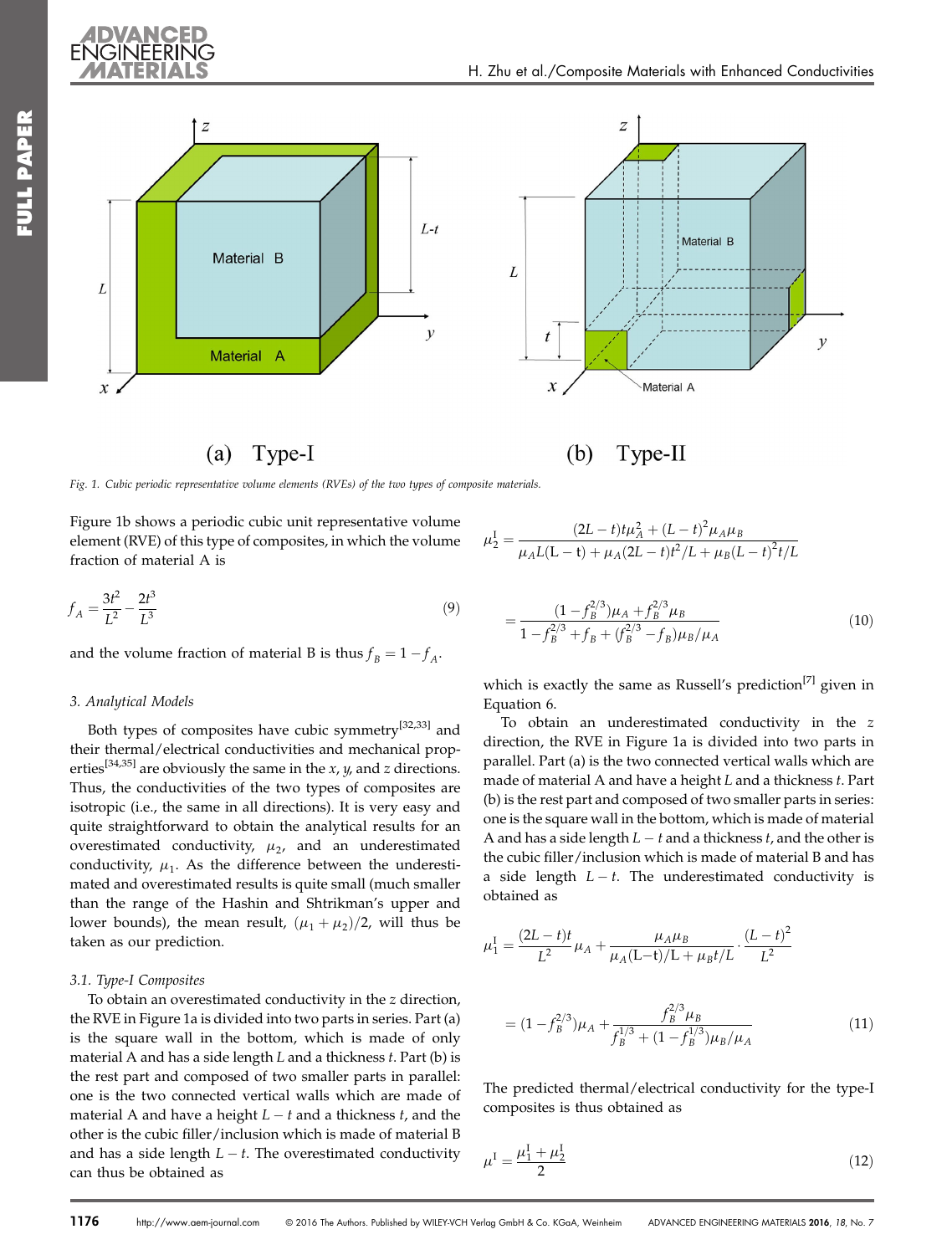(a) Type-I (b) Type-II

*Fig. 1. Cubic periodic representative volume elements (RVEs) of the two types of composite materials.*

Figure 1b shows a periodic cubic unit representative volume element (RVE) of this type of composites, in which the volume fraction of material A is

$$f_A = \frac{3t^2}{L^2} - \frac{2t^3}{L^3} \tag{9}$$

and the volume fraction of material B is thus $f_B = 1 - f_A$.

### 3. Analytical Models

Both types of composites have cubic symmetry[32,33] and their thermal/electrical conductivities and mechanical properties[34,35] are obviously the same in the $x$, $y$, and $z$ directions. Thus, the conductivities of the two types of composites are isotropic (i.e., the same in all directions). It is very easy and quite straightforward to obtain the analytical results for an overestimated conductivity, $\mu_2$, and an underestimated conductivity, $\mu_1$. As the difference between the underestimated and overestimated results is quite small (much smaller than the range of the Hashin and Shtrikman's upper and lower bounds), the mean result, $(\mu_1 + \mu_2)/2$, will thus be taken as our prediction.

#### 3.1. Type-I Composites

To obtain an overestimated conductivity in the $z$ direction, the RVE in Figure 1a is divided into two parts in series. Part (a) is the square wall in the bottom, which is made of only material A and has a side length $L$ and a thickness $t$. Part (b) is the rest part and composed of two smaller parts in parallel: one is the two connected vertical walls which are made of material A and have a height $L - t$ and a thickness $t$, and the other is the cubic filler/inclusion which is made of material B and has a side length $L - t$. The overestimated conductivity can thus be obtained as

$$\mu_2^{\mathrm{I}} = \frac{(2L-t)t\mu_A^2 + (L-t)^2\mu_A\mu_B}{\mu_A L(\mathrm{L-t}) + \mu_A(2L-t)t^2/L + \mu_B(L-t)^2 t/L}$$

$$= \frac{(1-f_B^{2/3})\mu_A + f_B^{2/3}\mu_B}{1 - f_B^{2/3} + f_B + (f_B^{2/3} - f_B)\mu_B/\mu_A} \tag{10}$$

which is exactly the same as Russell's prediction[7] given in Equation 6.

To obtain an underestimated conductivity in the $z$ direction, the RVE in Figure 1a is divided into two parts in parallel. Part (a) is the two connected vertical walls which are made of material A and have a height $L$ and a thickness $t$. Part (b) is the rest part and composed of two smaller parts in series: one is the square wall in the bottom, which is made of material A and has a side length $L - t$ and a thickness $t$, and the other is the cubic filler/inclusion which is made of material B and has a side length $L - t$. The underestimated conductivity is obtained as

$$\mu_1^{\mathrm{I}} = \frac{(2L-t)t}{L^2}\mu_A + \frac{\mu_A\mu_B}{\mu_A(\mathrm{L-t})/\mathrm{L} + \mu_B t/L} \cdot \frac{(L-t)^2}{L^2}$$

$$= (1-f_B^{2/3})\mu_A + \frac{f_B^{2/3}\mu_B}{f_B^{1/3} + (1-f_B^{1/3})\mu_B/\mu_A} \tag{11}$$

The predicted thermal/electrical conductivity for the type-I composites is thus obtained as

$$\mu^{\mathrm{I}} = \frac{\mu_1^{\mathrm{I}} + \mu_2^{\mathrm{I}}}{2} \tag{12}$$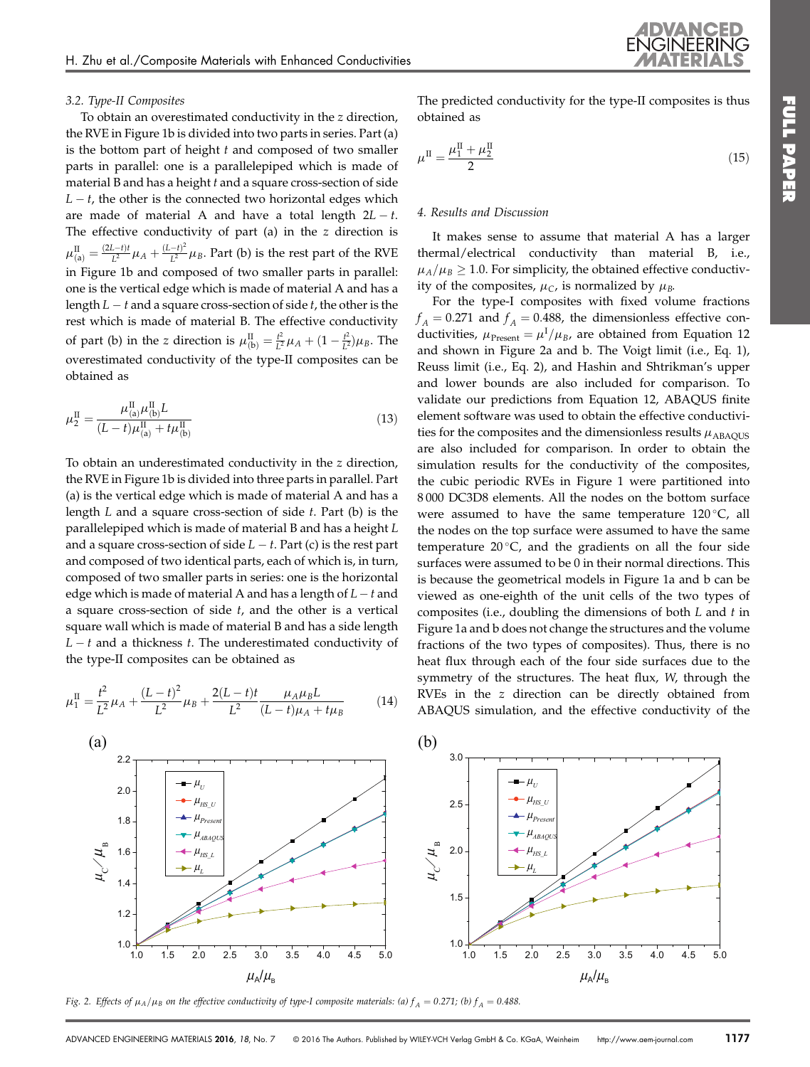### 3.2. Type-II Composites

To obtain an overestimated conductivity in the z direction, the RVE in Figure 1b is divided into two parts in series. Part (a) is the bottom part of height $t$ and composed of two smaller parts in parallel: one is a parallelepiped which is made of material B and has a height $t$ and a square cross-section of side $L-t$, the other is the connected two horizontal edges which are made of material A and have a total length $2L-t$. The effective conductivity of part (a) in the z direction is $\mu_{(a)}^{\mathrm{II}} = \frac{(2L-t)t}{L^2}\mu_A + \frac{(L-t)^2}{L^2}\mu_B$. Part (b) is the rest part of the RVE in Figure 1b and composed of two smaller parts in parallel: one is the vertical edge which is made of material A and has a length $L-t$ and a square cross-section of side $t$, the other is the rest which is made of material B. The effective conductivity of part (b) in the z direction is $\mu_{(b)}^{\mathrm{II}} = \frac{t^2}{L^2}\mu_A + (1-\frac{t^2}{L^2})\mu_B$. The overestimated conductivity of the type-II composites can be obtained as

$$\mu_2^{\mathrm{II}} = \frac{\mu_{(a)}^{\mathrm{II}}\mu_{(b)}^{\mathrm{II}}L}{(L-t)\mu_{(a)}^{\mathrm{II}} + t\mu_{(b)}^{\mathrm{II}}} \tag{13}$$

To obtain an underestimated conductivity in the z direction, the RVE in Figure 1b is divided into three parts in parallel. Part (a) is the vertical edge which is made of material A and has a length $L$ and a square cross-section of side $t$. Part (b) is the parallelepiped which is made of material B and has a height $L$ and a square cross-section of side $L-t$. Part (c) is the rest part and composed of two identical parts, each of which is, in turn, composed of two smaller parts in series: one is the horizontal edge which is made of material A and has a length of $L-t$ and a square cross-section of side $t$, and the other is a vertical square wall which is made of material B and has a side length $L-t$ and a thickness $t$. The underestimated conductivity of the type-II composites can be obtained as

$$\mu_1^{\mathrm{II}} = \frac{t^2}{L^2}\mu_A + \frac{(L-t)^2}{L^2}\mu_B + \frac{2(L-t)t}{L^2}\frac{\mu_A\mu_B L}{(L-t)\mu_A + t\mu_B} \tag{14}$$

The predicted conductivity for the type-II composites is thus obtained as

$$\mu^{\mathrm{II}} = \frac{\mu_1^{\mathrm{II}} + \mu_2^{\mathrm{II}}}{2} \tag{15}$$

## 4. Results and Discussion

It makes sense to assume that material A has a larger thermal/electrical conductivity than material B, i.e., $\mu_A/\mu_B \geq 1.0$. For simplicity, the obtained effective conductivity of the composites, $\mu_C$, is normalized by $\mu_B$.

For the type-I composites with fixed volume fractions $f_A = 0.271$ and $f_A = 0.488$, the dimensionless effective conductivities, $\mu_{\mathrm{Present}} = \mu^{\mathrm{I}}/\mu_B$, are obtained from Equation 12 and shown in Figure 2a and b. The Voigt limit (i.e., Eq. 1), Reuss limit (i.e., Eq. 2), and Hashin and Shtrikman's upper and lower bounds are also included for comparison. To validate our predictions from Equation 12, ABAQUS finite element software was used to obtain the effective conductivities for the composites and the dimensionless results $\mu_{\mathrm{ABAQUS}}$ are also included for comparison. In order to obtain the simulation results for the conductivity of the composites, the cubic periodic RVEs in Figure 1 were partitioned into 8 000 DC3D8 elements. All the nodes on the bottom surface were assumed to have the same temperature 120 °C, all the nodes on the top surface were assumed to have the same temperature 20 °C, and the gradients on all the four side surfaces were assumed to be 0 in their normal directions. This is because the geometrical models in Figure 1a and b can be viewed as one-eighth of the unit cells of the two types of composites (i.e., doubling the dimensions of both $L$ and $t$ in Figure 1a and b does not change the structures and the volume fractions of the two types of composites). Thus, there is no heat flux through each of the four side surfaces due to the symmetry of the structures. The heat flux, $W$, through the RVEs in the z direction can be directly obtained from ABAQUS simulation, and the effective conductivity of the

Fig. 2. Effects of $\mu_A/\mu_B$ on the effective conductivity of type-I composite materials: (a) $f_A = 0.271$; (b) $f_A = 0.488$.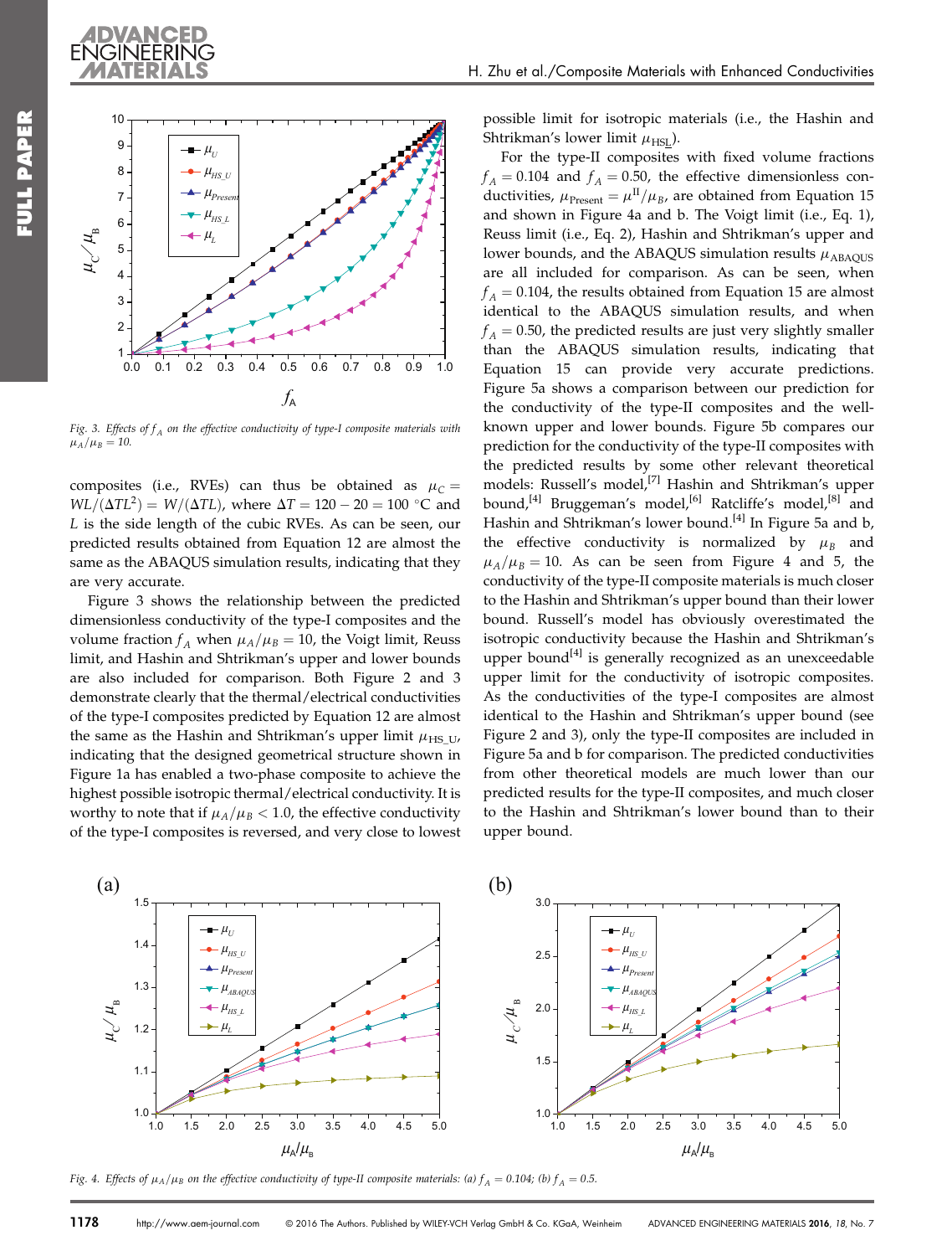Fig. 3. Effects of $f_A$ on the effective conductivity of type-I composite materials with $\mu_A/\mu_B = 10$.

composites (i.e., RVEs) can thus be obtained as $\mu_C = WL/(\Delta T L^2) = W/(\Delta T L)$, where $\Delta T = 120 - 20 = 100$ °C and $L$ is the side length of the cubic RVEs. As can be seen, our predicted results obtained from Equation 12 are almost the same as the ABAQUS simulation results, indicating that they are very accurate.

Figure 3 shows the relationship between the predicted dimensionless conductivity of the type-I composites and the volume fraction $f_A$ when $\mu_A/\mu_B = 10$, the Voigt limit, Reuss limit, and Hashin and Shtrikman's upper and lower bounds are also included for comparison. Both Figure 2 and 3 demonstrate clearly that the thermal/electrical conductivities of the type-I composites predicted by Equation 12 are almost the same as the Hashin and Shtrikman's upper limit $\mu_{HS\_U}$, indicating that the designed geometrical structure shown in Figure 1a has enabled a two-phase composite to achieve the highest possible isotropic thermal/electrical conductivity. It is worthy to note that if $\mu_A/\mu_B < 1.0$, the effective conductivity of the type-I composites is reversed, and very close to lowest possible limit for isotropic materials (i.e., the Hashin and Shtrikman's lower limit $\mu_{HSL}$).

For the type-II composites with fixed volume fractions $f_A = 0.104$ and $f_A = 0.50$, the effective dimensionless conductivities, $\mu_{Present} = \mu^{II}/\mu_B$, are obtained from Equation 15 and shown in Figure 4a and b. The Voigt limit (i.e., Eq. 1), Reuss limit (i.e., Eq. 2), Hashin and Shtrikman's upper and lower bounds, and the ABAQUS simulation results $\mu_{ABAQUS}$ are all included for comparison. As can be seen, when $f_A = 0.104$, the results obtained from Equation 15 are almost identical to the ABAQUS simulation results, and when $f_A = 0.50$, the predicted results are just very slightly smaller than the ABAQUS simulation results, indicating that Equation 15 can provide very accurate predictions. Figure 5a shows a comparison between our prediction for the conductivity of the type-II composites and the well-known upper and lower bounds. Figure 5b compares our prediction for the conductivity of the type-II composites with the predicted results by some other relevant theoretical models: Russell's model,[7] Hashin and Shtrikman's upper bound,[4] Bruggeman's model,[6] Ratcliffe's model,[8] and Hashin and Shtrikman's lower bound.[4] In Figure 5a and b, the effective conductivity is normalized by $\mu_B$ and $\mu_A/\mu_B = 10$. As can be seen from Figure 4 and 5, the conductivity of the type-II composite materials is much closer to the Hashin and Shtrikman's upper bound than their lower bound. Russell's model has obviously overestimated the isotropic conductivity because the Hashin and Shtrikman's upper bound[4] is generally recognized as an unexceedable upper limit for the conductivity of isotropic composites. As the conductivities of the type-I composites are almost identical to the Hashin and Shtrikman's upper bound (see Figure 2 and 3), only the type-II composites are included in Figure 5a and b for comparison. The predicted conductivities from other theoretical models are much lower than our predicted results for the type-II composites, and much closer to the Hashin and Shtrikman's lower bound than to their upper bound.

Fig. 4. Effects of $\mu_A/\mu_B$ on the effective conductivity of type-II composite materials: (a) $f_A = 0.104$; (b) $f_A = 0.5$.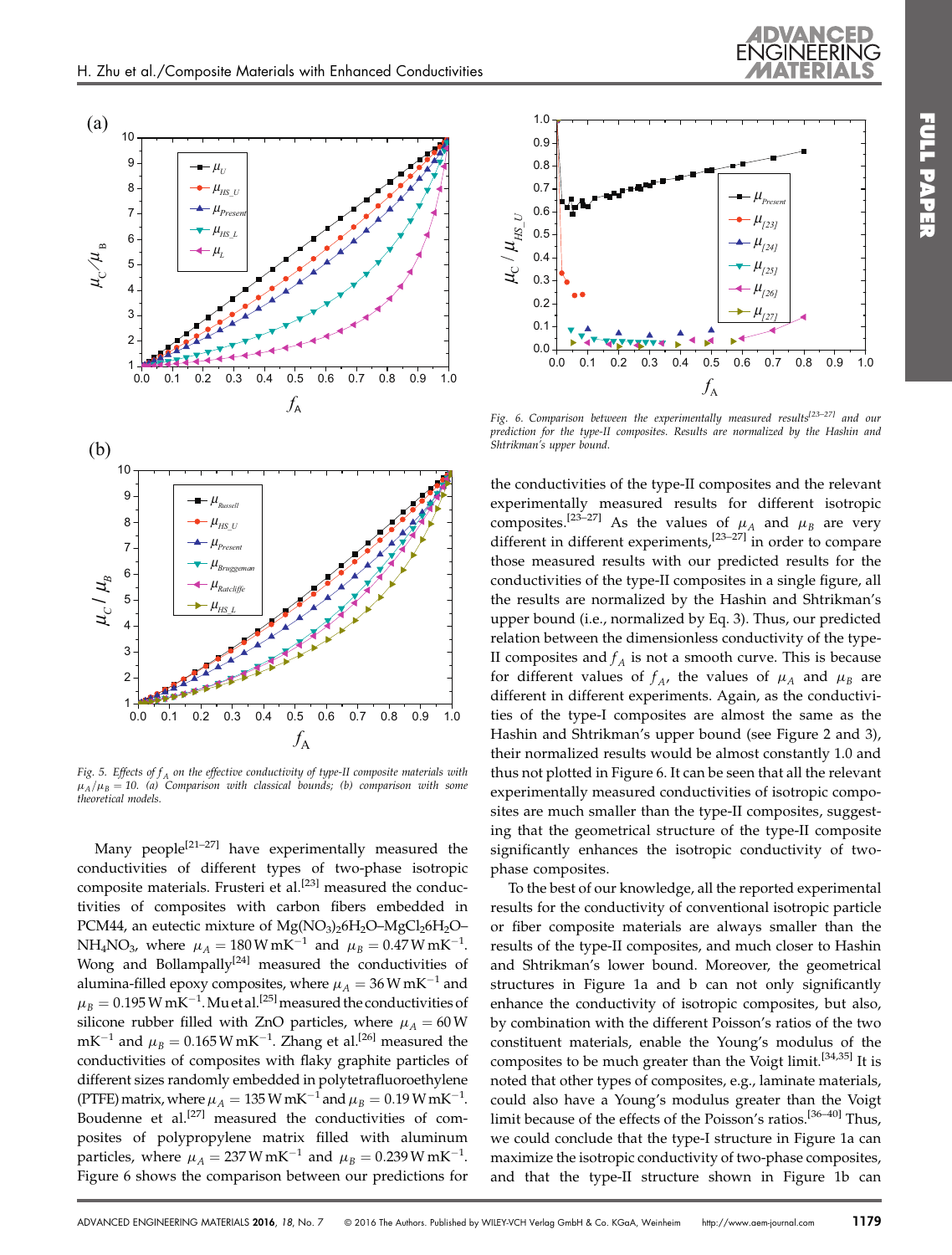Fig. 5. Effects of $f_A$ on the effective conductivity of type-II composite materials with $\mu_A/\mu_B = 10$. (a) Comparison with classical bounds; (b) comparison with some theoretical models.

Fig. 6. Comparison between the experimentally measured results[23–27] and our prediction for the type-II composites. Results are normalized by the Hashin and Shtrikman's upper bound.

Many people[21–27] have experimentally measured the conductivities of different types of two-phase isotropic composite materials. Frusteri et al.[23] measured the conductivities of composites with carbon fibers embedded in PCM44, an eutectic mixture of $Mg(NO_3)_2 6H_2O$–$MgCl_2 6H_2O$–$NH_4NO_3$, where $\mu_A = 180\,\mathrm{W\,mK^{-1}}$ and $\mu_B = 0.47\,\mathrm{W\,mK^{-1}}$. Wong and Bollampally[24] measured the conductivities of alumina-filled epoxy composites, where $\mu_A = 36\,\mathrm{W\,mK^{-1}}$ and $\mu_B = 0.195\,\mathrm{W\,mK^{-1}}$. Mu et al.[25] measured the conductivities of silicone rubber filled with ZnO particles, where $\mu_A = 60\,\mathrm{W\,mK^{-1}}$ and $\mu_B = 0.165\,\mathrm{W\,mK^{-1}}$. Zhang et al.[26] measured the conductivities of composites with flaky graphite particles of different sizes randomly embedded in polytetrafluoroethylene (PTFE) matrix, where $\mu_A = 135\,\mathrm{W\,mK^{-1}}$ and $\mu_B = 0.19\,\mathrm{W\,mK^{-1}}$. Boudenne et al.[27] measured the conductivities of composites of polypropylene matrix filled with aluminum particles, where $\mu_A = 237\,\mathrm{W\,mK^{-1}}$ and $\mu_B = 0.239\,\mathrm{W\,mK^{-1}}$. Figure 6 shows the comparison between our predictions for the conductivities of the type-II composites and the relevant experimentally measured results for different isotropic composites.[23–27] As the values of $\mu_A$ and $\mu_B$ are very different in different experiments,[23–27] in order to compare those measured results with our predicted results for the conductivities of the type-II composites in a single figure, all the results are normalized by the Hashin and Shtrikman's upper bound (i.e., normalized by Eq. 3). Thus, our predicted relation between the dimensionless conductivity of the type-II composites and $f_A$ is not a smooth curve. This is because for different values of $f_A$, the values of $\mu_A$ and $\mu_B$ are different in different experiments. Again, as the conductivities of the type-I composites are almost the same as the Hashin and Shtrikman's upper bound (see Figure 2 and 3), their normalized results would be almost constantly 1.0 and thus not plotted in Figure 6. It can be seen that all the relevant experimentally measured conductivities of isotropic composites are much smaller than the type-II composites, suggesting that the geometrical structure of the type-II composite significantly enhances the isotropic conductivity of two-phase composites.

To the best of our knowledge, all the reported experimental results for the conductivity of conventional isotropic particle or fiber composite materials are always smaller than the results of the type-II composites, and much closer to Hashin and Shtrikman's lower bound. Moreover, the geometrical structures in Figure 1a and b can not only significantly enhance the conductivity of isotropic composites, but also, by combination with the different Poisson's ratios of the two constituent materials, enable the Young's modulus of the composites to be much greater than the Voigt limit.[34,35] It is noted that other types of composites, e.g., laminate materials, could also have a Young's modulus greater than the Voigt limit because of the effects of the Poisson's ratios.[36–40] Thus, we could conclude that the type-I structure in Figure 1a can maximize the isotropic conductivity of two-phase composites, and that the type-II structure shown in Figure 1b can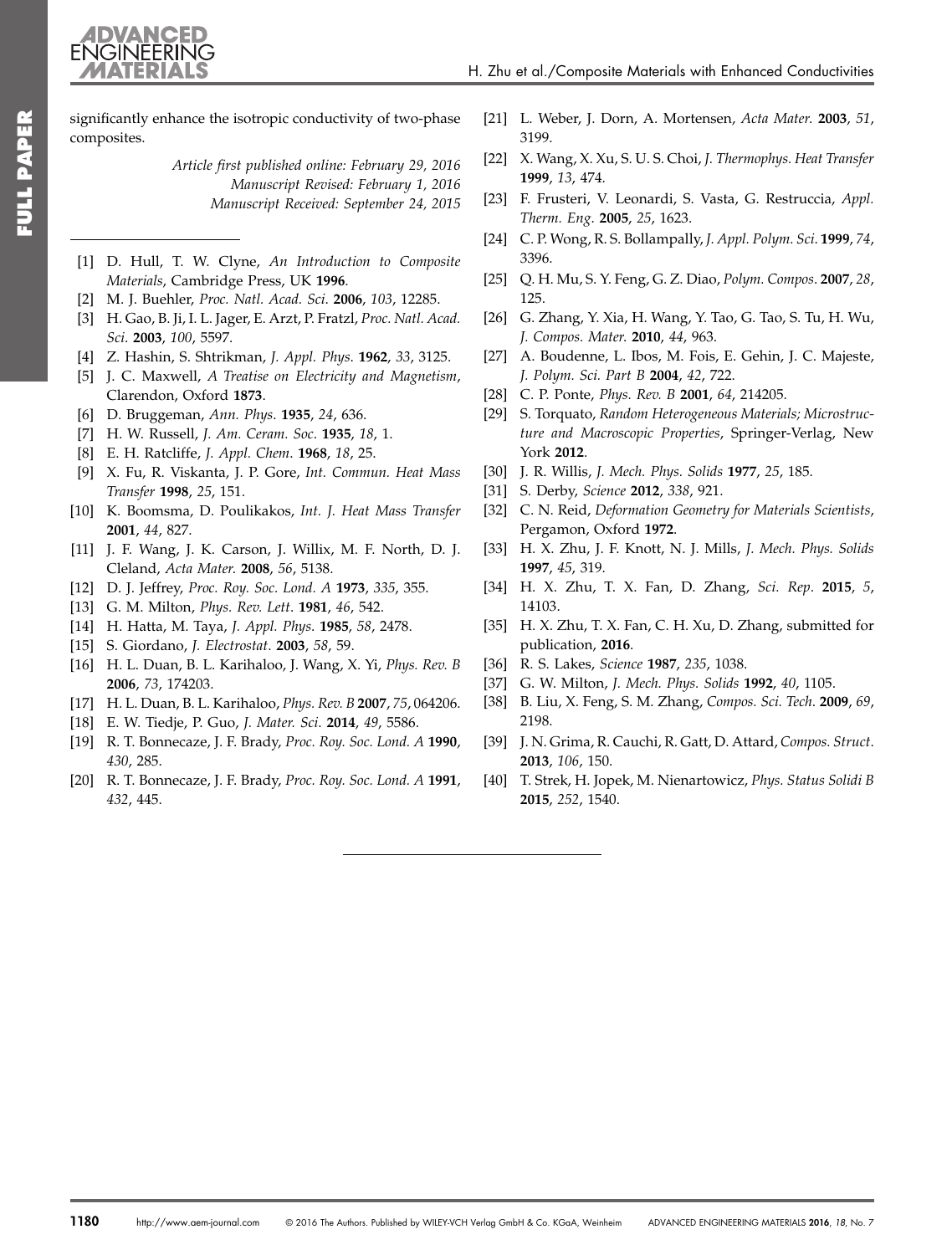significantly enhance the isotropic conductivity of two-phase composites.

*Article first published online: February 29, 2016*
*Manuscript Revised: February 1, 2016*
*Manuscript Received: September 24, 2015*

[1] D. Hull, T. W. Clyne, *An Introduction to Composite Materials*, Cambridge Press, UK **1996**.
[2] M. J. Buehler, *Proc. Natl. Acad. Sci.* **2006**, *103*, 12285.
[3] H. Gao, B. Ji, I. L. Jager, E. Arzt, P. Fratzl, *Proc. Natl. Acad. Sci.* **2003**, *100*, 5597.
[4] Z. Hashin, S. Shtrikman, *J. Appl. Phys.* **1962**, *33*, 3125.
[5] J. C. Maxwell, *A Treatise on Electricity and Magnetism*, Clarendon, Oxford **1873**.
[6] D. Bruggeman, *Ann. Phys.* **1935**, *24*, 636.
[7] H. W. Russell, *J. Am. Ceram. Soc.* **1935**, *18*, 1.
[8] E. H. Ratcliffe, *J. Appl. Chem.* **1968**, *18*, 25.
[9] X. Fu, R. Viskanta, J. P. Gore, *Int. Commun. Heat Mass Transfer* **1998**, *25*, 151.
[10] K. Boomsma, D. Poulikakos, *Int. J. Heat Mass Transfer* **2001**, *44*, 827.
[11] J. F. Wang, J. K. Carson, J. Willix, M. F. North, D. J. Cleland, *Acta Mater.* **2008**, *56*, 5138.
[12] D. J. Jeffrey, *Proc. Roy. Soc. Lond. A* **1973**, *335*, 355.
[13] G. M. Milton, *Phys. Rev. Lett.* **1981**, *46*, 542.
[14] H. Hatta, M. Taya, *J. Appl. Phys.* **1985**, *58*, 2478.
[15] S. Giordano, *J. Electrostat.* **2003**, *58*, 59.
[16] H. L. Duan, B. L. Karihaloo, J. Wang, X. Yi, *Phys. Rev. B* **2006**, *73*, 174203.
[17] H. L. Duan, B. L. Karihaloo, *Phys. Rev. B* **2007**, *75*, 064206.
[18] E. W. Tiedje, P. Guo, *J. Mater. Sci.* **2014**, *49*, 5586.
[19] R. T. Bonnecaze, J. F. Brady, *Proc. Roy. Soc. Lond. A* **1990**, *430*, 285.
[20] R. T. Bonnecaze, J. F. Brady, *Proc. Roy. Soc. Lond. A* **1991**, *432*, 445.
[21] L. Weber, J. Dorn, A. Mortensen, *Acta Mater.* **2003**, *51*, 3199.
[22] X. Wang, X. Xu, S. U. S. Choi, *J. Thermophys. Heat Transfer* **1999**, *13*, 474.
[23] F. Frusteri, V. Leonardi, S. Vasta, G. Restruccia, *Appl. Therm. Eng.* **2005**, *25*, 1623.
[24] C. P. Wong, R. S. Bollampally, *J. Appl. Polym. Sci.* **1999**, *74*, 3396.
[25] Q. H. Mu, S. Y. Feng, G. Z. Diao, *Polym. Compos.* **2007**, *28*, 125.
[26] G. Zhang, Y. Xia, H. Wang, Y. Tao, G. Tao, S. Tu, H. Wu, *J. Compos. Mater.* **2010**, *44*, 963.
[27] A. Boudenne, L. Ibos, M. Fois, E. Gehin, J. C. Majeste, *J. Polym. Sci. Part B* **2004**, *42*, 722.
[28] C. P. Ponte, *Phys. Rev. B* **2001**, *64*, 214205.
[29] S. Torquato, *Random Heterogeneous Materials; Microstructure and Macroscopic Properties*, Springer-Verlag, New York **2012**.
[30] J. R. Willis, *J. Mech. Phys. Solids* **1977**, *25*, 185.
[31] S. Derby, *Science* **2012**, *338*, 921.
[32] C. N. Reid, *Deformation Geometry for Materials Scientists*, Pergamon, Oxford **1972**.
[33] H. X. Zhu, J. F. Knott, N. J. Mills, *J. Mech. Phys. Solids* **1997**, *45*, 319.
[34] H. X. Zhu, T. X. Fan, D. Zhang, *Sci. Rep.* **2015**, *5*, 14103.
[35] H. X. Zhu, T. X. Fan, C. H. Xu, D. Zhang, submitted for publication, **2016**.
[36] R. S. Lakes, *Science* **1987**, *235*, 1038.
[37] G. W. Milton, *J. Mech. Phys. Solids* **1992**, *40*, 1105.
[38] B. Liu, X. Feng, S. M. Zhang, *Compos. Sci. Tech.* **2009**, *69*, 2198.
[39] J. N. Grima, R. Cauchi, R. Gatt, D. Attard, *Compos. Struct.* **2013**, *106*, 150.
[40] T. Strek, H. Jopek, M. Nienartowicz, *Phys. Status Solidi B* **2015**, *252*, 1540.